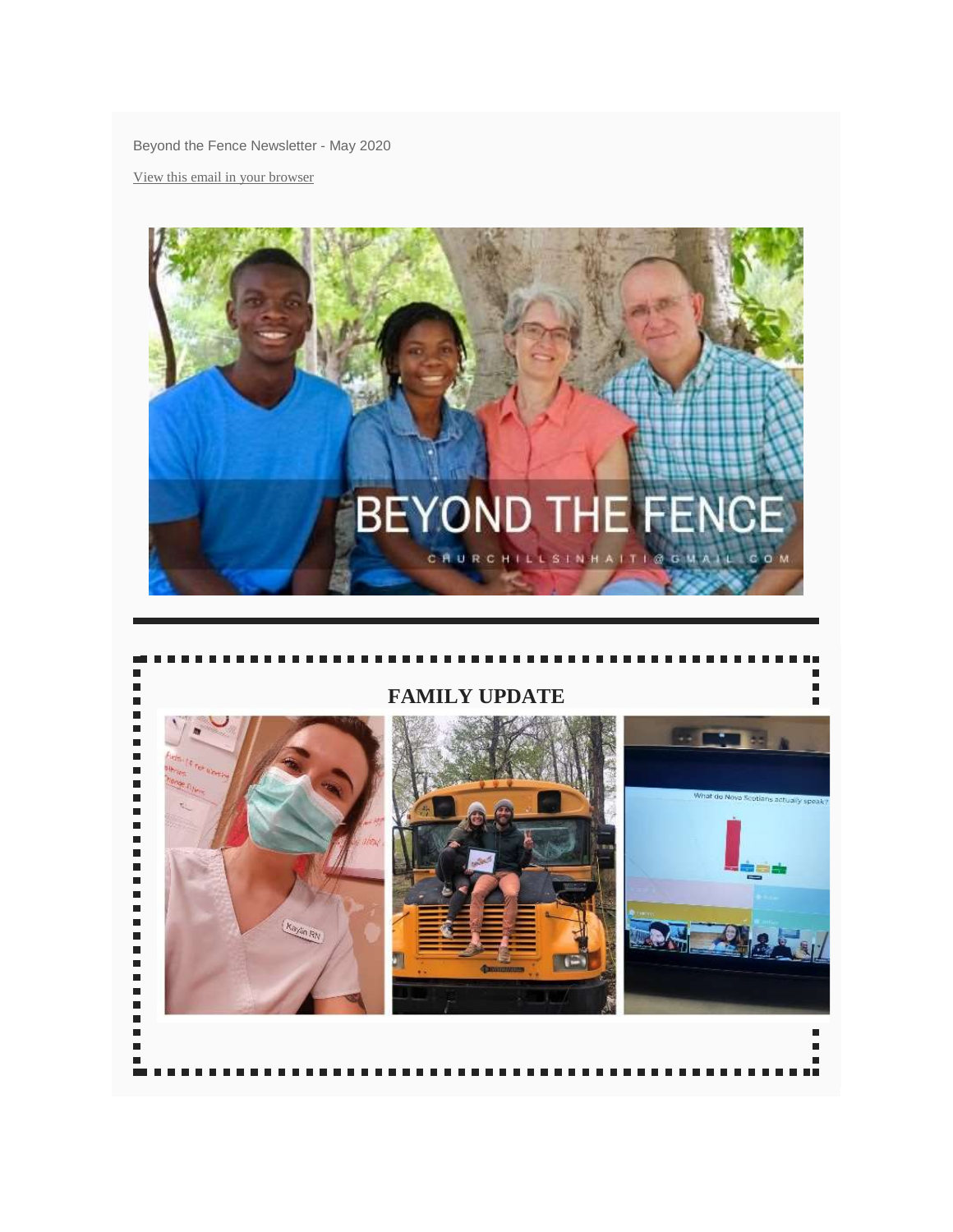Beyond the Fence Newsletter - May 2020

View this email in your browser

# BEYOND THE FENCE

CHURCHILLSINHAITI@GMAIL.COM

## FAMILY UPDATE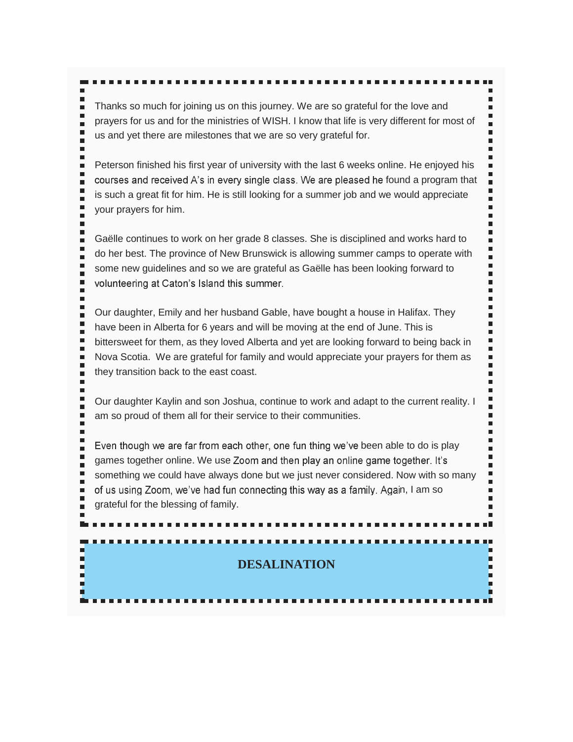Thanks so much for joining us on this journey. We are so grateful for the love and prayers for us and for the ministries of WISH. I know that life is very different for most of us and yet there are milestones that we are so very grateful for.

Peterson finished his first year of university with the last 6 weeks online. He enjoyed his courses and received A's in every single class. We are pleased he found a program that is such a great fit for him. He is still looking for a summer job and we would appreciate your prayers for him.

Gaëlle continues to work on her grade 8 classes. She is disciplined and works hard to do her best. The province of New Brunswick is allowing summer camps to operate with some new guidelines and so we are grateful as Gaëlle has been looking forward to volunteering at Caton's Island this summer.

Our daughter, Emily and her husband Gable, have bought a house in Halifax. They have been in Alberta for 6 years and will be moving at the end of June. This is bittersweet for them, as they loved Alberta and yet are looking forward to being back in Nova Scotia. We are grateful for family and would appreciate your prayers for them as they transition back to the east coast.

Our daughter Kaylin and son Joshua, continue to work and adapt to the current reality. I am so proud of them all for their service to their communities.

Even though we are far from each other, one fun thing we've been able to do is play games together online. We use Zoom and then play an online game together. It's something we could have always done but we just never considered. Now with so many of us using Zoom, we've had fun connecting this way as a family. Again, I am so grateful for the blessing of family.

## DESALINATION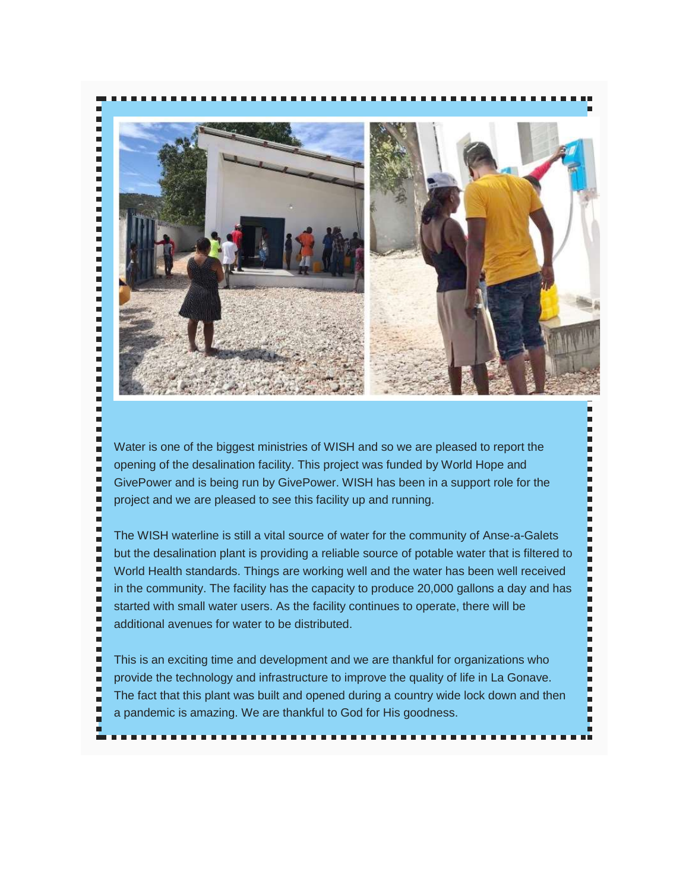Water is one of the biggest ministries of WISH and so we are pleased to report the opening of the desalination facility. This project was funded by World Hope and GivePower and is being run by GivePower. WISH has been in a support role for the project and we are pleased to see this facility up and running.

The WISH waterline is still a vital source of water for the community of Anse-a-Galets but the desalination plant is providing a reliable source of potable water that is filtered to World Health standards. Things are working well and the water has been well received in the community. The facility has the capacity to produce 20,000 gallons a day and has started with small water users. As the facility continues to operate, there will be additional avenues for water to be distributed.

This is an exciting time and development and we are thankful for organizations who provide the technology and infrastructure to improve the quality of life in La Gonave. The fact that this plant was built and opened during a country wide lock down and then a pandemic is amazing. We are thankful to God for His goodness.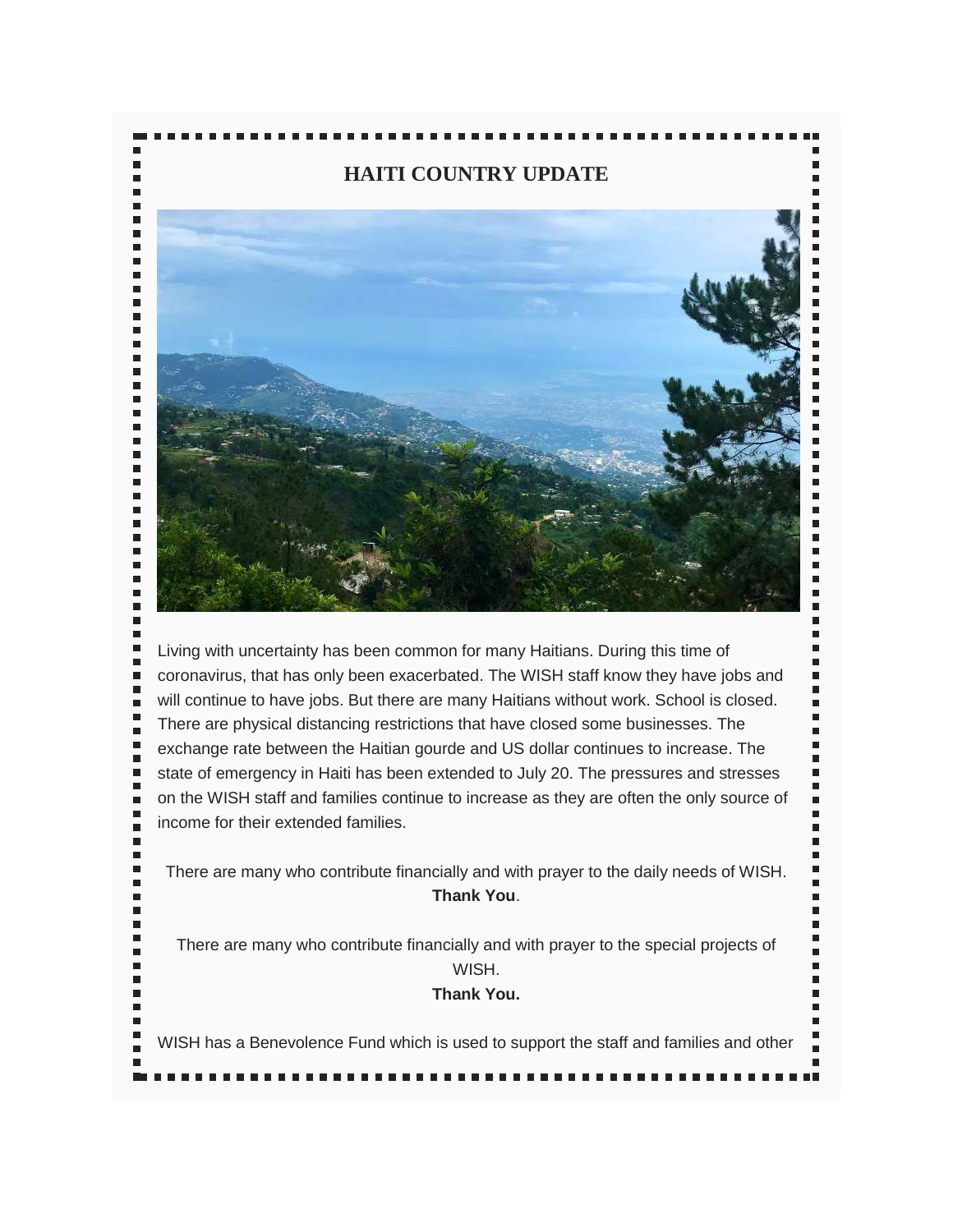## HAITI COUNTRY UPDATE

Living with uncertainty has been common for many Haitians. During this time of coronavirus, that has only been exacerbated. The WISH staff know they have jobs and will continue to have jobs. But there are many Haitians without work. School is closed. There are physical distancing restrictions that have closed some businesses. The exchange rate between the Haitian gourde and US dollar continues to increase. The state of emergency in Haiti has been extended to July 20. The pressures and stresses on the WISH staff and families continue to increase as they are often the only source of income for their extended families.

There are many who contribute financially and with prayer to the daily needs of WISH. **Thank You**.

There are many who contribute financially and with prayer to the special projects of WISH.
**Thank You.**

WISH has a Benevolence Fund which is used to support the staff and families and other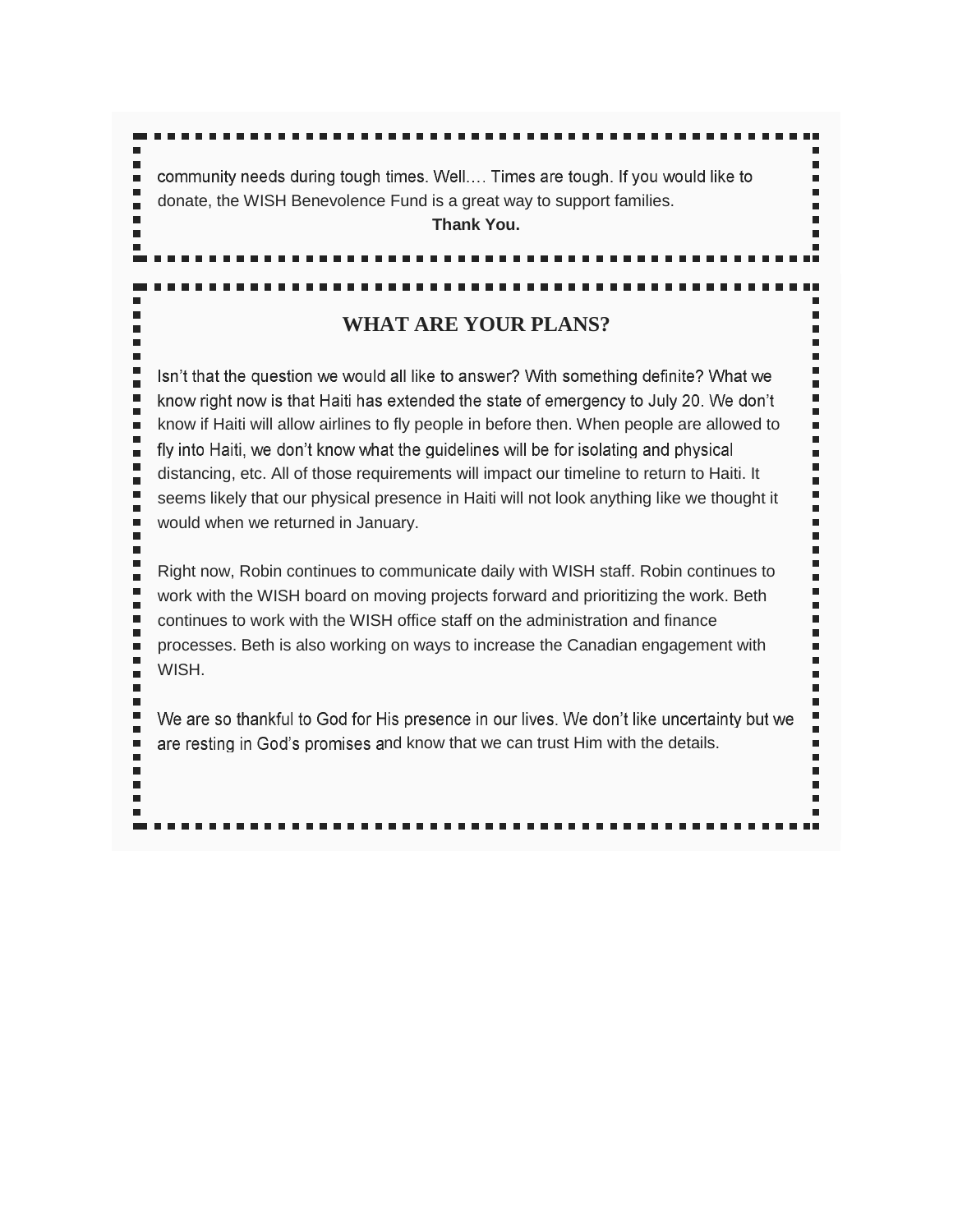community needs during tough times. Well…. Times are tough. If you would like to donate, the WISH Benevolence Fund is a great way to support families.

**Thank You.**

## WHAT ARE YOUR PLANS?

Isn't that the question we would all like to answer? With something definite? What we know right now is that Haiti has extended the state of emergency to July 20. We don't know if Haiti will allow airlines to fly people in before then. When people are allowed to fly into Haiti, we don't know what the guidelines will be for isolating and physical distancing, etc. All of those requirements will impact our timeline to return to Haiti. It seems likely that our physical presence in Haiti will not look anything like we thought it would when we returned in January.

Right now, Robin continues to communicate daily with WISH staff. Robin continues to work with the WISH board on moving projects forward and prioritizing the work. Beth continues to work with the WISH office staff on the administration and finance processes. Beth is also working on ways to increase the Canadian engagement with WISH.

We are so thankful to God for His presence in our lives. We don't like uncertainty but we are resting in God's promises and know that we can trust Him with the details.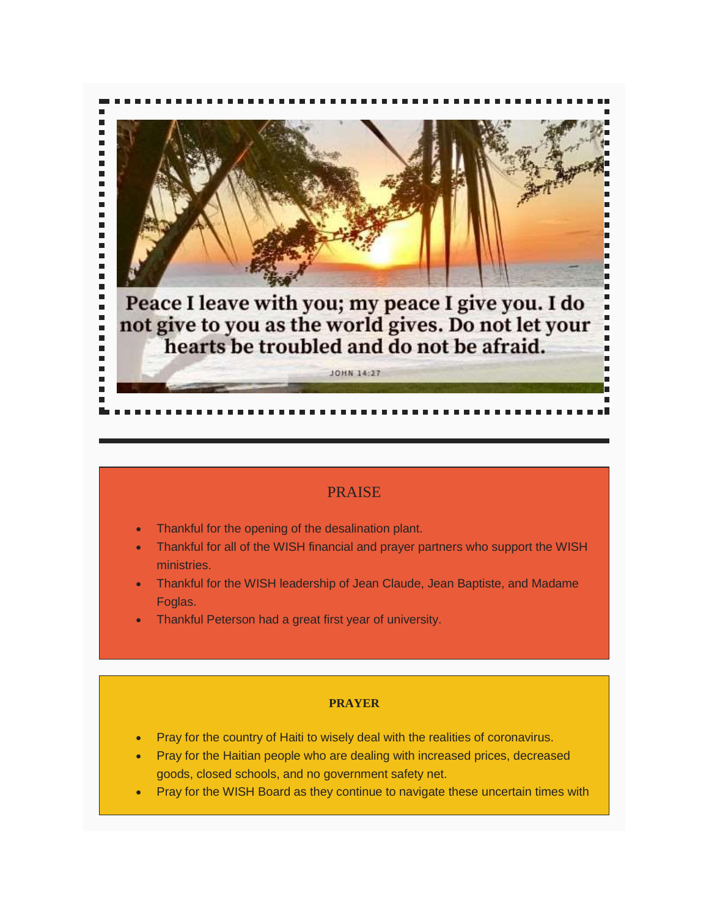Peace I leave with you; my peace I give you. I do not give to you as the world gives. Do not let your hearts be troubled and do not be afraid.

JOHN 14:27

---

## PRAISE

- Thankful for the opening of the desalination plant.
- Thankful for all of the WISH financial and prayer partners who support the WISH ministries.
- Thankful for the WISH leadership of Jean Claude, Jean Baptiste, and Madame Foglas.
- Thankful Peterson had a great first year of university.

## PRAYER

- Pray for the country of Haiti to wisely deal with the realities of coronavirus.
- Pray for the Haitian people who are dealing with increased prices, decreased goods, closed schools, and no government safety net.
- Pray for the WISH Board as they continue to navigate these uncertain times with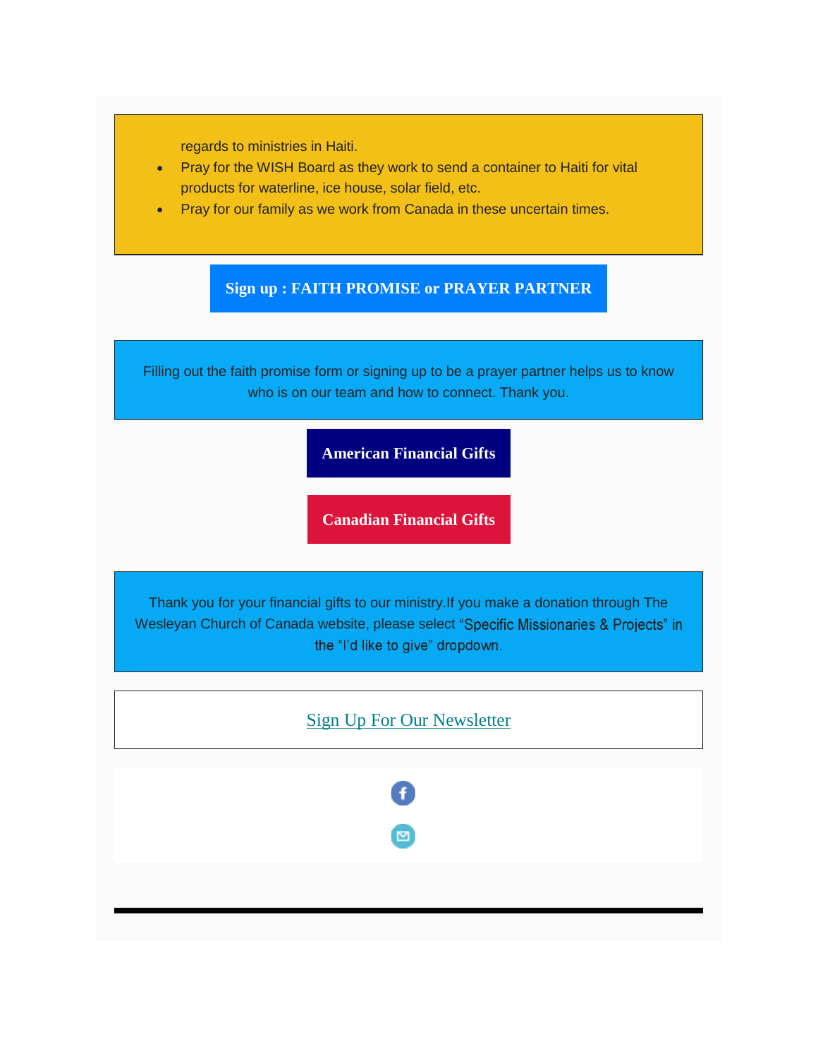regards to ministries in Haiti.

- Pray for the WISH Board as they work to send a container to Haiti for vital products for waterline, ice house, solar field, etc.
- Pray for our family as we work from Canada in these uncertain times.

**Sign up : FAITH PROMISE or PRAYER PARTNER**

Filling out the faith promise form or signing up to be a prayer partner helps us to know who is on our team and how to connect. Thank you.

**American Financial Gifts**

**Canadian Financial Gifts**

Thank you for your financial gifts to our ministry.If you make a donation through The Wesleyan Church of Canada website, please select “Specific Missionaries & Projects” in the “I’d like to give” dropdown.

Sign Up For Our Newsletter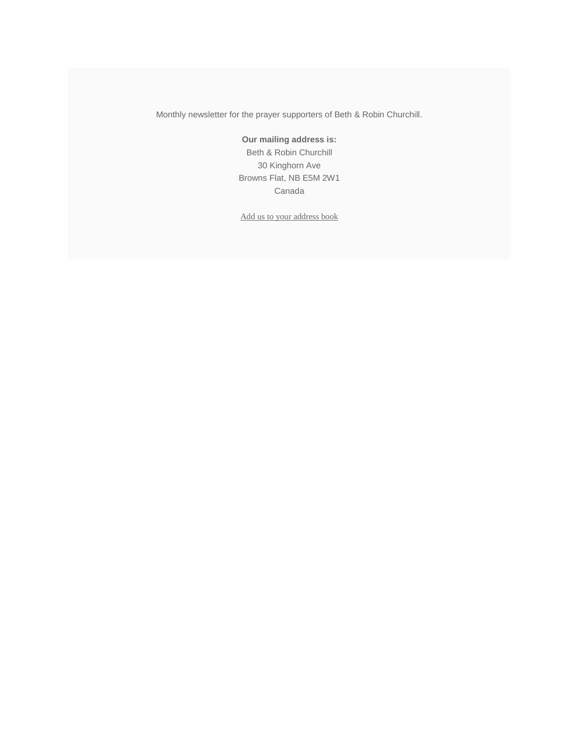Monthly newsletter for the prayer supporters of Beth & Robin Churchill.

**Our mailing address is:**
Beth & Robin Churchill
30 Kinghorn Ave
Browns Flat, NB E5M 2W1
Canada

Add us to your address book